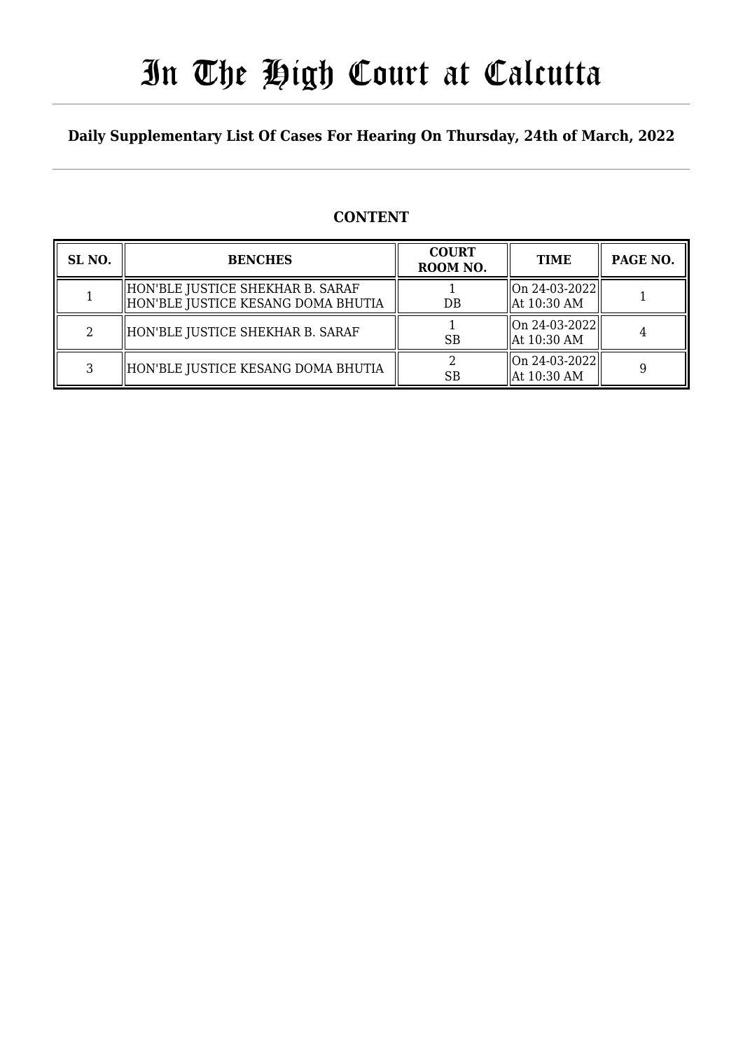# In The High Court at Calcutta

**Daily Supplementary List Of Cases For Hearing On Thursday, 24th of March, 2022**

## CONTENT

| SL NO. | BENCHES | COURT ROOM NO. | TIME | PAGE NO. |
|---|---|---|---|---|
| 1 | HON'BLE JUSTICE SHEKHAR B. SARAF<br>HON'BLE JUSTICE KESANG DOMA BHUTIA | 1<br>DB | On 24-03-2022<br>At 10:30 AM | 1 |
| 2 | HON'BLE JUSTICE SHEKHAR B. SARAF | 1<br>SB | On 24-03-2022<br>At 10:30 AM | 4 |
| 3 | HON'BLE JUSTICE KESANG DOMA BHUTIA | 2<br>SB | On 24-03-2022<br>At 10:30 AM | 9 |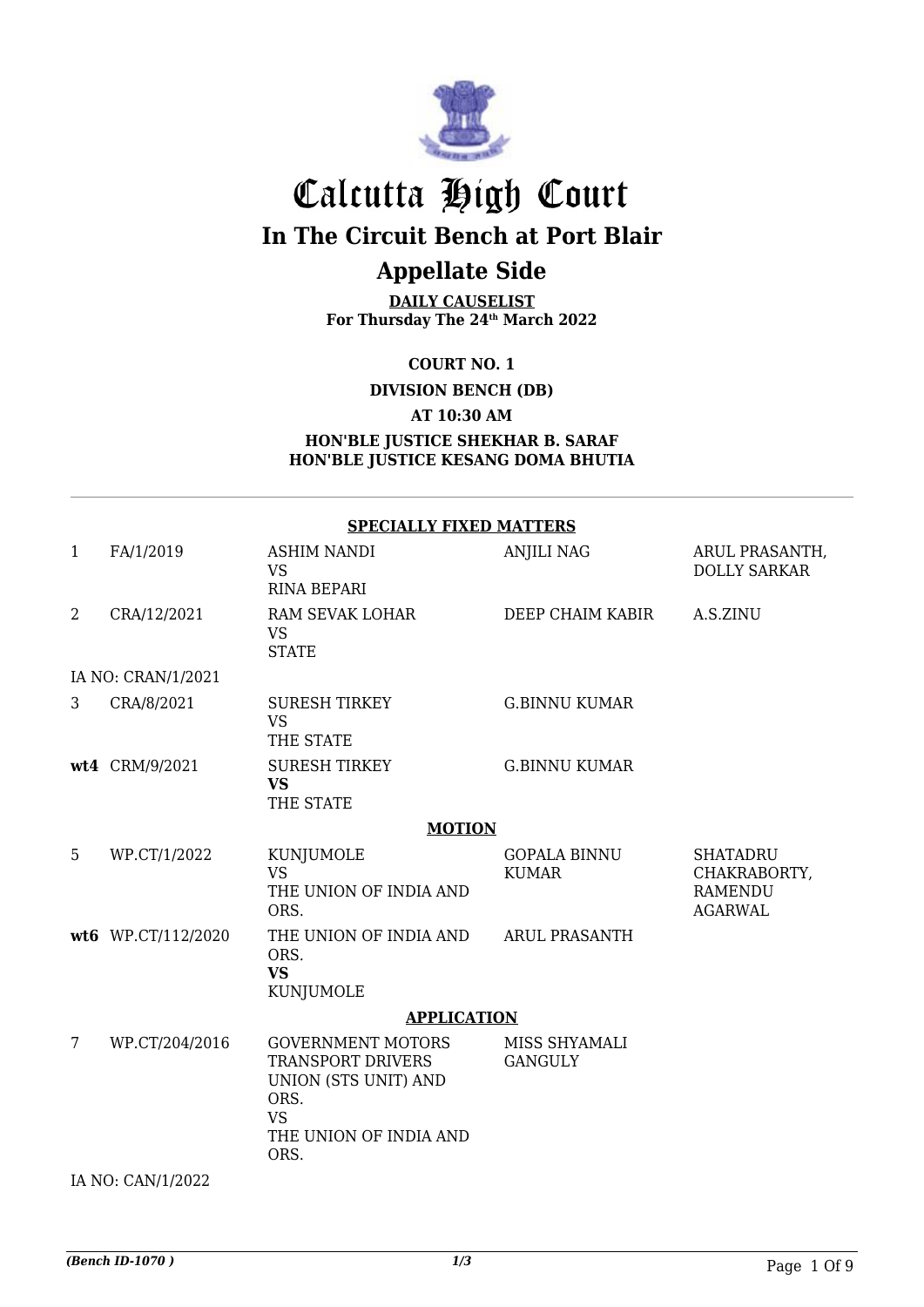# Calcutta High Court

## In The Circuit Bench at Port Blair

## Appellate Side

**DAILY CAUSELIST**
**For Thursday The 24th March 2022**

**COURT NO. 1**

**DIVISION BENCH (DB)**

**AT 10:30 AM**

**HON'BLE JUSTICE SHEKHAR B. SARAF**
**HON'BLE JUSTICE KESANG DOMA BHUTIA**

**SPECIALLY FIXED MATTERS**

| | | | | |
|---|---|---|---|---|
| 1 | FA/1/2019 | ASHIM NANDI<br>VS<br>RINA BEPARI | ANJILI NAG | ARUL PRASANTH, DOLLY SARKAR |
| 2 | CRA/12/2021 | RAM SEVAK LOHAR<br>VS<br>STATE | DEEP CHAIM KABIR | A.S.ZINU |
| IA NO: CRAN/1/2021 | | | | |
| 3 | CRA/8/2021 | SURESH TIRKEY<br>VS<br>THE STATE | G.BINNU KUMAR | |
| **wt4** | CRM/9/2021 | SURESH TIRKEY<br>**VS**<br>THE STATE | G.BINNU KUMAR | |

**MOTION**

| | | | | |
|---|---|---|---|---|
| 5 | WP.CT/1/2022 | KUNJUMOLE<br>VS<br>THE UNION OF INDIA AND ORS. | GOPALA BINNU KUMAR | SHATADRU CHAKRABORTY, RAMENDU AGARWAL |
| **wt6** | WP.CT/112/2020 | THE UNION OF INDIA AND ORS.<br>**VS**<br>KUNJUMOLE | ARUL PRASANTH | |

**APPLICATION**

| | | | | |
|---|---|---|---|---|
| 7 | WP.CT/204/2016 | GOVERNMENT MOTORS TRANSPORT DRIVERS UNION (STS UNIT) AND ORS.<br>VS<br>THE UNION OF INDIA AND ORS. | MISS SHYAMALI GANGULY | |
| IA NO: CAN/1/2022 | | | | |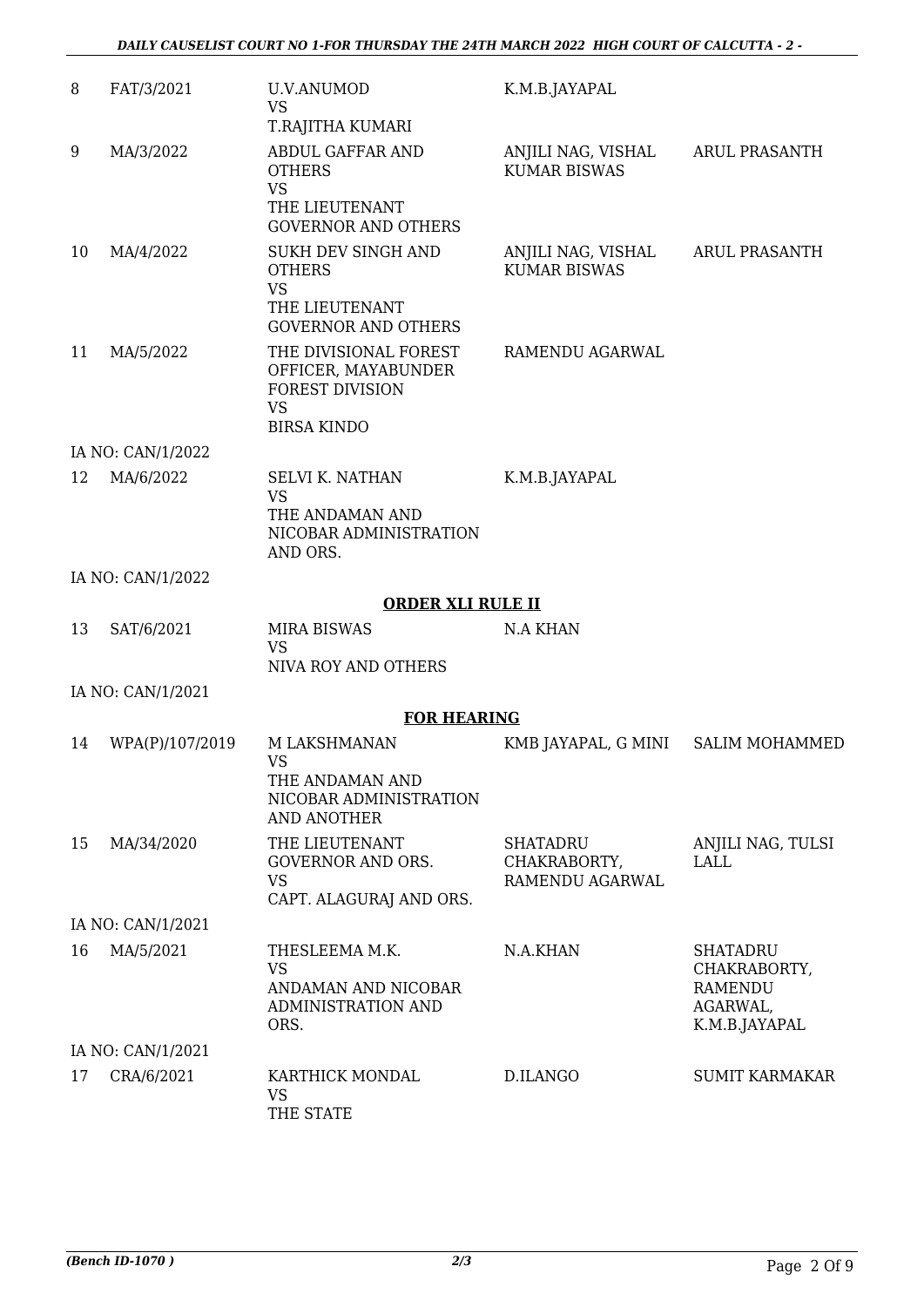| | | | | |
|---|---|---|---|---|
| 8 | FAT/3/2021 | U.V.ANUMOD<br>VS<br>T.RAJITHA KUMARI | K.M.B.JAYAPAL | |
| 9 | MA/3/2022 | ABDUL GAFFAR AND OTHERS<br>VS<br>THE LIEUTENANT GOVERNOR AND OTHERS | ANJILI NAG, VISHAL KUMAR BISWAS | ARUL PRASANTH |
| 10 | MA/4/2022 | SUKH DEV SINGH AND OTHERS<br>VS<br>THE LIEUTENANT GOVERNOR AND OTHERS | ANJILI NAG, VISHAL KUMAR BISWAS | ARUL PRASANTH |
| 11 | MA/5/2022 | THE DIVISIONAL FOREST OFFICER, MAYABUNDER FOREST DIVISION<br>VS<br>BIRSA KINDO | RAMENDU AGARWAL | |
| | IA NO: CAN/1/2022 | | | |
| 12 | MA/6/2022 | SELVI K. NATHAN<br>VS<br>THE ANDAMAN AND NICOBAR ADMINISTRATION AND ORS. | K.M.B.JAYAPAL | |
| | IA NO: CAN/1/2022 | | | |

**ORDER XLI RULE II**

| | | | | |
|---|---|---|---|---|
| 13 | SAT/6/2021 | MIRA BISWAS<br>VS<br>NIVA ROY AND OTHERS | N.A KHAN | |
| | IA NO: CAN/1/2021 | | | |

**FOR HEARING**

| | | | | |
|---|---|---|---|---|
| 14 | WPA(P)/107/2019 | M LAKSHMANAN<br>VS<br>THE ANDAMAN AND NICOBAR ADMINISTRATION AND ANOTHER | KMB JAYAPAL, G MINI | SALIM MOHAMMED |
| 15 | MA/34/2020 | THE LIEUTENANT GOVERNOR AND ORS.<br>VS<br>CAPT. ALAGURAJ AND ORS. | SHATADRU CHAKRABORTY, RAMENDU AGARWAL | ANJILI NAG, TULSI LALL |
| | IA NO: CAN/1/2021 | | | |
| 16 | MA/5/2021 | THESLEEMA M.K.<br>VS<br>ANDAMAN AND NICOBAR ADMINISTRATION AND ORS. | N.A.KHAN | SHATADRU CHAKRABORTY, RAMENDU AGARWAL, K.M.B.JAYAPAL |
| | IA NO: CAN/1/2021 | | | |
| 17 | CRA/6/2021 | KARTHICK MONDAL<br>VS<br>THE STATE | D.ILANGO | SUMIT KARMAKAR |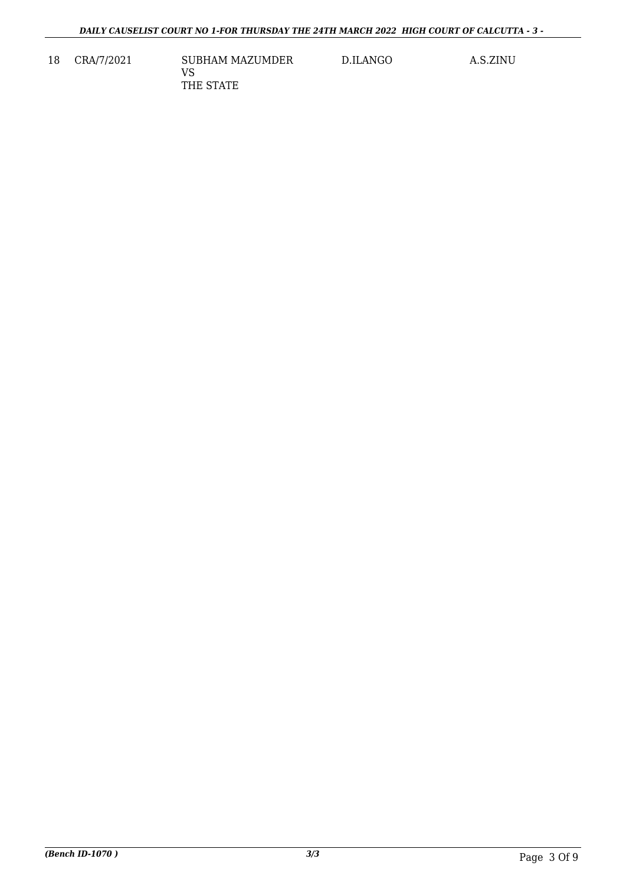| 18 | CRA/7/2021 | SUBHAM MAZUMDER<br>VS<br>THE STATE | D.ILANGO | A.S.ZINU |
|---|---|---|---|---|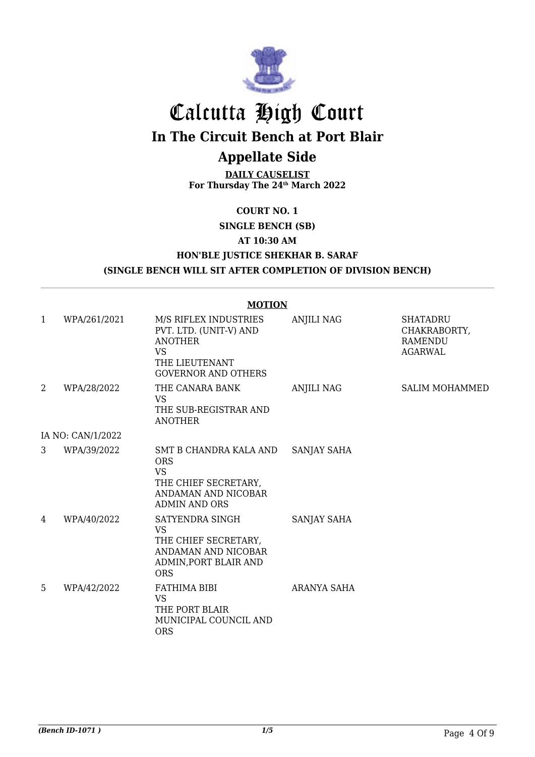# Calcutta High Court

## In The Circuit Bench at Port Blair

## Appellate Side

**DAILY CAUSELIST**
**For Thursday The 24th March 2022**

**COURT NO. 1**

**SINGLE BENCH (SB)**

**AT 10:30 AM**

**HON'BLE JUSTICE SHEKHAR B. SARAF**

**(SINGLE BENCH WILL SIT AFTER COMPLETION OF DIVISION BENCH)**

**MOTION**

| | | | | |
|---|---|---|---|---|
| 1 | WPA/261/2021 | M/S RIFLEX INDUSTRIES PVT. LTD. (UNIT-V) AND ANOTHER VS THE LIEUTENANT GOVERNOR AND OTHERS | ANJILI NAG | SHATADRU CHAKRABORTY, RAMENDU AGARWAL |
| 2 | WPA/28/2022 | THE CANARA BANK VS THE SUB-REGISTRAR AND ANOTHER | ANJILI NAG | SALIM MOHAMMED |
| | IA NO: CAN/1/2022 | | | |
| 3 | WPA/39/2022 | SMT B CHANDRA KALA AND ORS VS THE CHIEF SECRETARY, ANDAMAN AND NICOBAR ADMIN AND ORS | SANJAY SAHA | |
| 4 | WPA/40/2022 | SATYENDRA SINGH VS THE CHIEF SECRETARY, ANDAMAN AND NICOBAR ADMIN,PORT BLAIR AND ORS | SANJAY SAHA | |
| 5 | WPA/42/2022 | FATHIMA BIBI VS THE PORT BLAIR MUNICIPAL COUNCIL AND ORS | ARANYA SAHA | |

*(Bench ID-1071 )* 1/5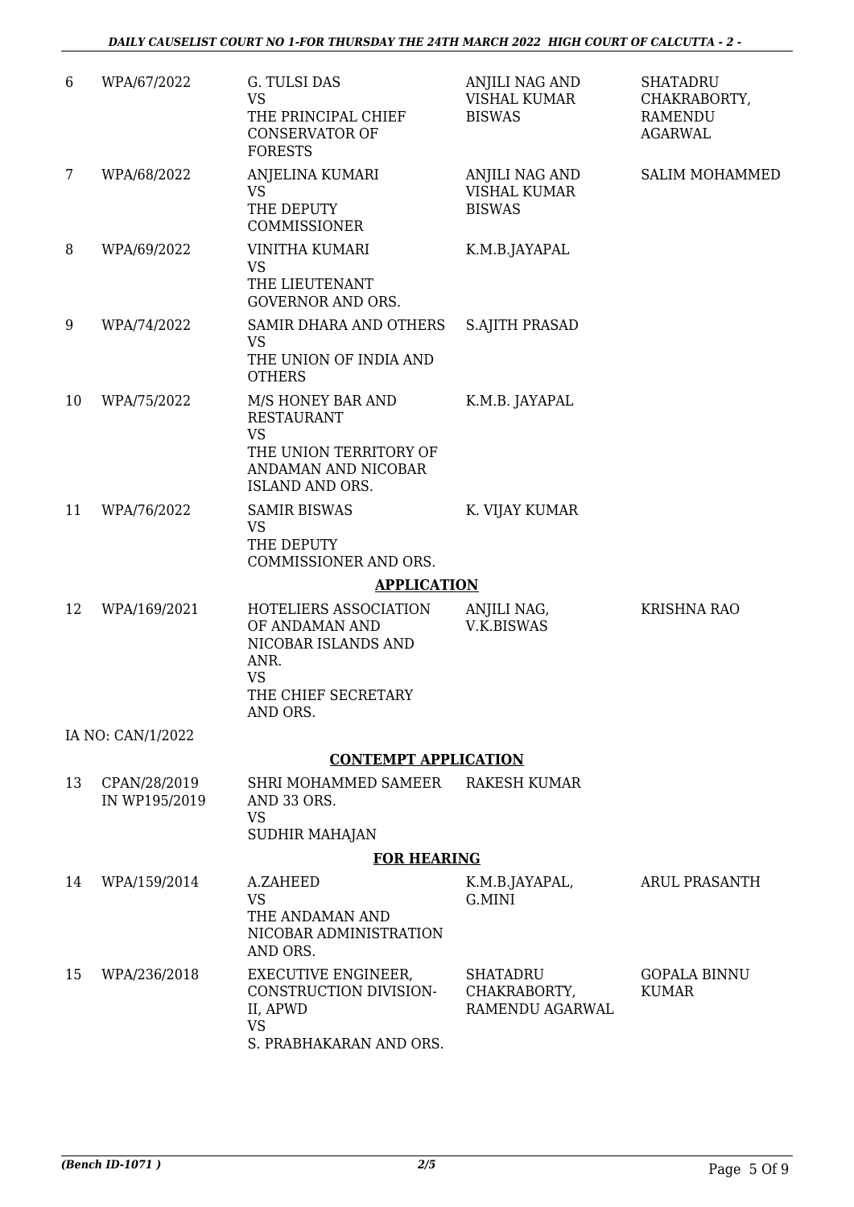| | | | | |
|---|---|---|---|---|
| 6 | WPA/67/2022 | G. TULSI DAS<br>VS<br>THE PRINCIPAL CHIEF CONSERVATOR OF FORESTS | ANJILI NAG AND VISHAL KUMAR BISWAS | SHATADRU CHAKRABORTY, RAMENDU AGARWAL |
| 7 | WPA/68/2022 | ANJELINA KUMARI<br>VS<br>THE DEPUTY COMMISSIONER | ANJILI NAG AND VISHAL KUMAR BISWAS | SALIM MOHAMMED |
| 8 | WPA/69/2022 | VINITHA KUMARI<br>VS<br>THE LIEUTENANT GOVERNOR AND ORS. | K.M.B.JAYAPAL | |
| 9 | WPA/74/2022 | SAMIR DHARA AND OTHERS<br>VS<br>THE UNION OF INDIA AND OTHERS | S.AJITH PRASAD | |
| 10 | WPA/75/2022 | M/S HONEY BAR AND RESTAURANT<br>VS<br>THE UNION TERRITORY OF ANDAMAN AND NICOBAR ISLAND AND ORS. | K.M.B. JAYAPAL | |
| 11 | WPA/76/2022 | SAMIR BISWAS<br>VS<br>THE DEPUTY COMMISSIONER AND ORS. | K. VIJAY KUMAR | |

**APPLICATION**

| | | | | |
|---|---|---|---|---|
| 12 | WPA/169/2021 | HOTELIERS ASSOCIATION OF ANDAMAN AND NICOBAR ISLANDS AND ANR.<br>VS<br>THE CHIEF SECRETARY AND ORS. | ANJILI NAG, V.K.BISWAS | KRISHNA RAO |

IA NO: CAN/1/2022

**CONTEMPT APPLICATION**

| | | | | |
|---|---|---|---|---|
| 13 | CPAN/28/2019 IN WP195/2019 | SHRI MOHAMMED SAMEER AND 33 ORS.<br>VS<br>SUDHIR MAHAJAN | RAKESH KUMAR | |

**FOR HEARING**

| | | | | |
|---|---|---|---|---|
| 14 | WPA/159/2014 | A.ZAHEED<br>VS<br>THE ANDAMAN AND NICOBAR ADMINISTRATION AND ORS. | K.M.B.JAYAPAL, G.MINI | ARUL PRASANTH |
| 15 | WPA/236/2018 | EXECUTIVE ENGINEER, CONSTRUCTION DIVISION-II, APWD<br>VS<br>S. PRABHAKARAN AND ORS. | SHATADRU CHAKRABORTY, RAMENDU AGARWAL | GOPALA BINNU KUMAR |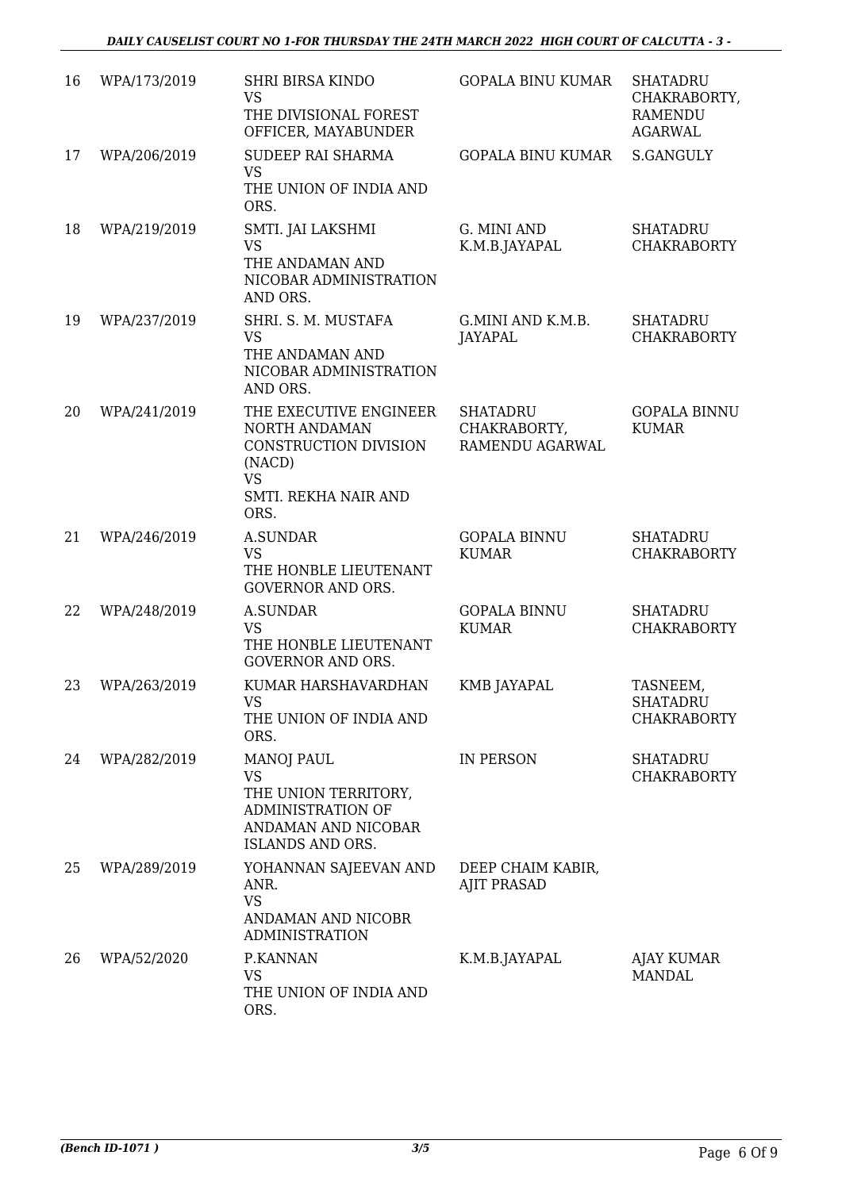| 16 | WPA/173/2019 | SHRI BIRSA KINDO VS THE DIVISIONAL FOREST OFFICER, MAYABUNDER | GOPALA BINU KUMAR | SHATADRU CHAKRABORTY, RAMENDU AGARWAL |
|---|---|---|---|---|
| 17 | WPA/206/2019 | SUDEEP RAI SHARMA VS THE UNION OF INDIA AND ORS. | GOPALA BINU KUMAR | S.GANGULY |
| 18 | WPA/219/2019 | SMTI. JAI LAKSHMI VS THE ANDAMAN AND NICOBAR ADMINISTRATION AND ORS. | G. MINI AND K.M.B.JAYAPAL | SHATADRU CHAKRABORTY |
| 19 | WPA/237/2019 | SHRI. S. M. MUSTAFA VS THE ANDAMAN AND NICOBAR ADMINISTRATION AND ORS. | G.MINI AND K.M.B. JAYAPAL | SHATADRU CHAKRABORTY |
| 20 | WPA/241/2019 | THE EXECUTIVE ENGINEER NORTH ANDAMAN CONSTRUCTION DIVISION (NACD) VS SMTI. REKHA NAIR AND ORS. | SHATADRU CHAKRABORTY, RAMENDU AGARWAL | GOPALA BINNU KUMAR |
| 21 | WPA/246/2019 | A.SUNDAR VS THE HONBLE LIEUTENANT GOVERNOR AND ORS. | GOPALA BINNU KUMAR | SHATADRU CHAKRABORTY |
| 22 | WPA/248/2019 | A.SUNDAR VS THE HONBLE LIEUTENANT GOVERNOR AND ORS. | GOPALA BINNU KUMAR | SHATADRU CHAKRABORTY |
| 23 | WPA/263/2019 | KUMAR HARSHAVARDHAN VS THE UNION OF INDIA AND ORS. | KMB JAYAPAL | TASNEEM, SHATADRU CHAKRABORTY |
| 24 | WPA/282/2019 | MANOJ PAUL VS THE UNION TERRITORY, ADMINISTRATION OF ANDAMAN AND NICOBAR ISLANDS AND ORS. | IN PERSON | SHATADRU CHAKRABORTY |
| 25 | WPA/289/2019 | YOHANNAN SAJEEVAN AND ANR. VS ANDAMAN AND NICOBR ADMINISTRATION | DEEP CHAIM KABIR, AJIT PRASAD | |
| 26 | WPA/52/2020 | P.KANNAN VS THE UNION OF INDIA AND ORS. | K.M.B.JAYAPAL | AJAY KUMAR MANDAL |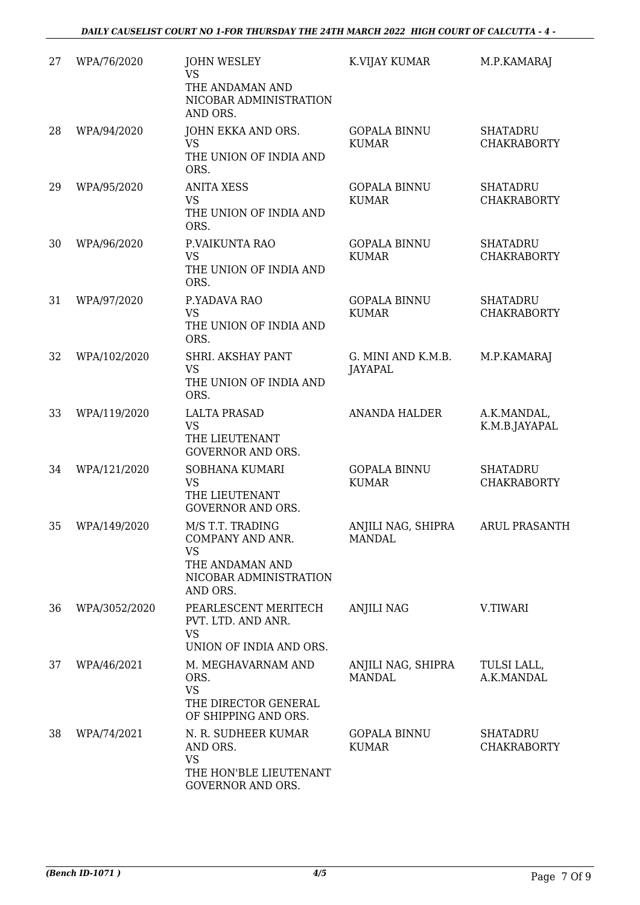| 27 | WPA/76/2020 | JOHN WESLEY<br>VS<br>THE ANDAMAN AND NICOBAR ADMINISTRATION AND ORS. | K.VIJAY KUMAR | M.P.KAMARAJ |
|---|---|---|---|---|
| 28 | WPA/94/2020 | JOHN EKKA AND ORS.<br>VS<br>THE UNION OF INDIA AND ORS. | GOPALA BINNU KUMAR | SHATADRU CHAKRABORTY |
| 29 | WPA/95/2020 | ANITA XESS<br>VS<br>THE UNION OF INDIA AND ORS. | GOPALA BINNU KUMAR | SHATADRU CHAKRABORTY |
| 30 | WPA/96/2020 | P.VAIKUNTA RAO<br>VS<br>THE UNION OF INDIA AND ORS. | GOPALA BINNU KUMAR | SHATADRU CHAKRABORTY |
| 31 | WPA/97/2020 | P.YADAVA RAO<br>VS<br>THE UNION OF INDIA AND ORS. | GOPALA BINNU KUMAR | SHATADRU CHAKRABORTY |
| 32 | WPA/102/2020 | SHRI. AKSHAY PANT<br>VS<br>THE UNION OF INDIA AND ORS. | G. MINI AND K.M.B. JAYAPAL | M.P.KAMARAJ |
| 33 | WPA/119/2020 | LALTA PRASAD<br>VS<br>THE LIEUTENANT GOVERNOR AND ORS. | ANANDA HALDER | A.K.MANDAL, K.M.B.JAYAPAL |
| 34 | WPA/121/2020 | SOBHANA KUMARI<br>VS<br>THE LIEUTENANT GOVERNOR AND ORS. | GOPALA BINNU KUMAR | SHATADRU CHAKRABORTY |
| 35 | WPA/149/2020 | M/S T.T. TRADING COMPANY AND ANR.<br>VS<br>THE ANDAMAN AND NICOBAR ADMINISTRATION AND ORS. | ANJILI NAG, SHIPRA MANDAL | ARUL PRASANTH |
| 36 | WPA/3052/2020 | PEARLESCENT MERITECH PVT. LTD. AND ANR.<br>VS<br>UNION OF INDIA AND ORS. | ANJILI NAG | V.TIWARI |
| 37 | WPA/46/2021 | M. MEGHAVARNAM AND ORS.<br>VS<br>THE DIRECTOR GENERAL OF SHIPPING AND ORS. | ANJILI NAG, SHIPRA MANDAL | TULSI LALL, A.K.MANDAL |
| 38 | WPA/74/2021 | N. R. SUDHEER KUMAR AND ORS.<br>VS<br>THE HON'BLE LIEUTENANT GOVERNOR AND ORS. | GOPALA BINNU KUMAR | SHATADRU CHAKRABORTY |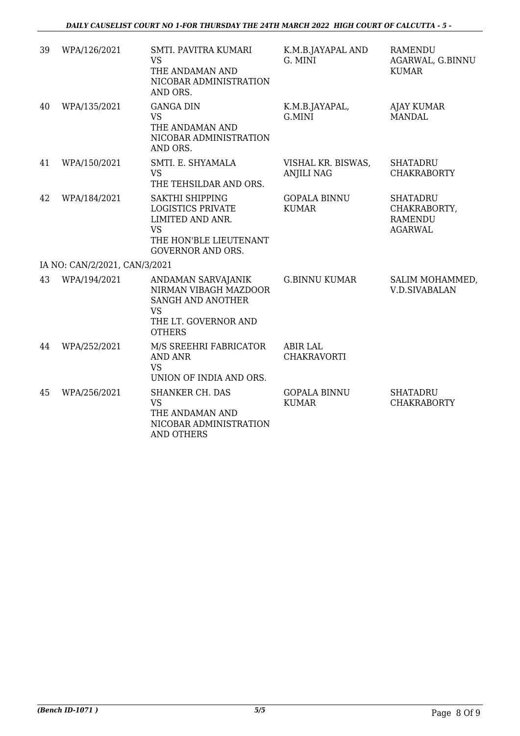| 39 | WPA/126/2021 | SMTI. PAVITRA KUMARI<br>VS<br>THE ANDAMAN AND NICOBAR ADMINISTRATION AND ORS. | K.M.B.JAYAPAL AND G. MINI | RAMENDU AGARWAL, G.BINNU KUMAR |
|---|---|---|---|---|
| 40 | WPA/135/2021 | GANGA DIN<br>VS<br>THE ANDAMAN AND NICOBAR ADMINISTRATION AND ORS. | K.M.B.JAYAPAL, G.MINI | AJAY KUMAR MANDAL |
| 41 | WPA/150/2021 | SMTI. E. SHYAMALA<br>VS<br>THE TEHSILDAR AND ORS. | VISHAL KR. BISWAS, ANJILI NAG | SHATADRU CHAKRABORTY |
| 42 | WPA/184/2021 | SAKTHI SHIPPING LOGISTICS PRIVATE LIMITED AND ANR.<br>VS<br>THE HON'BLE LIEUTENANT GOVERNOR AND ORS. | GOPALA BINNU KUMAR | SHATADRU CHAKRABORTY, RAMENDU AGARWAL |
| | IA NO: CAN/2/2021, CAN/3/2021 | | | |
| 43 | WPA/194/2021 | ANDAMAN SARVAJANIK NIRMAN VIBAGH MAZDOOR SANGH AND ANOTHER<br>VS<br>THE LT. GOVERNOR AND OTHERS | G.BINNU KUMAR | SALIM MOHAMMED, V.D.SIVABALAN |
| 44 | WPA/252/2021 | M/S SREEHRI FABRICATOR AND ANR<br>VS<br>UNION OF INDIA AND ORS. | ABIR LAL CHAKRAVORTI | |
| 45 | WPA/256/2021 | SHANKER CH. DAS<br>VS<br>THE ANDAMAN AND NICOBAR ADMINISTRATION AND OTHERS | GOPALA BINNU KUMAR | SHATADRU CHAKRABORTY |

*(Bench ID-1071 )*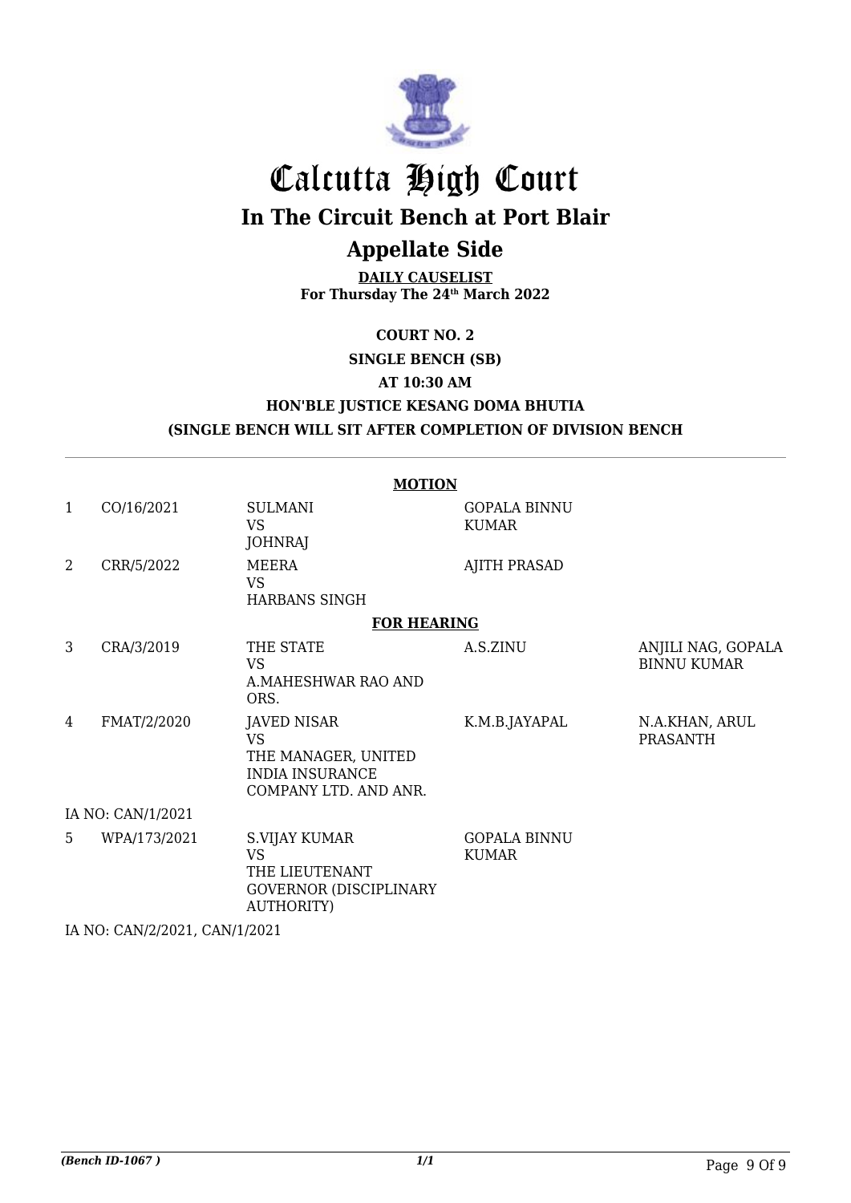# Calcutta High Court

## In The Circuit Bench at Port Blair

## Appellate Side

**DAILY CAUSELIST**
**For Thursday The 24th March 2022**

**COURT NO. 2**

**SINGLE BENCH (SB)**

**AT 10:30 AM**

**HON'BLE JUSTICE KESANG DOMA BHUTIA**

**(SINGLE BENCH WILL SIT AFTER COMPLETION OF DIVISION BENCH**

**MOTION**

| | | | | |
|---|---|---|---|---|
| 1 | CO/16/2021 | SULMANI VS JOHNRAJ | GOPALA BINNU KUMAR | |
| 2 | CRR/5/2022 | MEERA VS HARBANS SINGH | AJITH PRASAD | |

**FOR HEARING**

| | | | | |
|---|---|---|---|---|
| 3 | CRA/3/2019 | THE STATE VS A.MAHESHWAR RAO AND ORS. | A.S.ZINU | ANJILI NAG, GOPALA BINNU KUMAR |
| 4 | FMAT/2/2020 | JAVED NISAR VS THE MANAGER, UNITED INDIA INSURANCE COMPANY LTD. AND ANR. | K.M.B.JAYAPAL | N.A.KHAN, ARUL PRASANTH |
| | IA NO: CAN/1/2021 | | | |
| 5 | WPA/173/2021 | S.VIJAY KUMAR VS THE LIEUTENANT GOVERNOR (DISCIPLINARY AUTHORITY) | GOPALA BINNU KUMAR | |
| | IA NO: CAN/2/2021, CAN/1/2021 | | | |

*(Bench ID-1067 )*